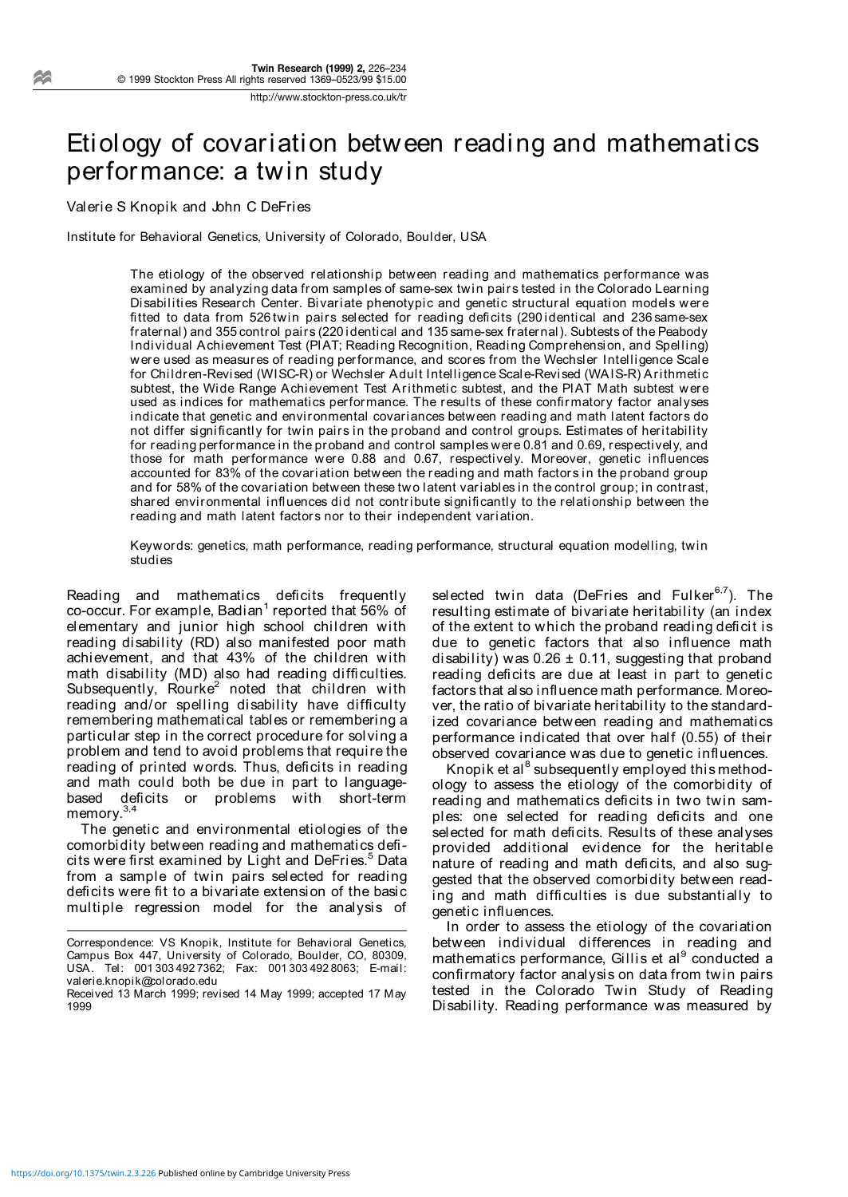# Etiology of covariation between reading and mathematics performance: a twin study

Valerie S Knopik and John C DeFries

Institute for Behavioral Genetics, University of Colorado, Boulder, USA

The etiology of the observed relationship between reading and mathematics performance was examined by analyzing data from samples of same-sex twin pairs tested in the Colorado Learning Disabilities Research Center. Bivariate phenotypic and genetic structural equation models were fitted to data from 526 twin pairs selected for reading deficits (290 identical and 236 same-sex fraternal) and 355 control pairs (220 identical and 135 same-sex fraternal). Subtests of the Peabody Individual Achievement Test (PIAT; Reading Recognition, Reading Comprehension, and Spelling) were used as measures of reading performance, and scores from the Wechsler Intelligence Scale for Children-Revised (WISC-R) or Wechsler Adult Intelligence Scale-Revised (WAIS-R) Arithmetic subtest, the Wide Range Achievement Test Arithmetic subtest, and the PIAT Math subtest were used as indices for mathematics performance. The results of these confirmatory factor analyses indicate that genetic and environmental covariances between reading and math latent factors do not differ significantly for twin pairs in the proband and control groups. Estimates of heritability for reading performance in the proband and control samples were 0.81 and 0.69, respectively, and those for math performance were 0.88 and 0.67, respectively. Moreover, genetic influences accounted for 83% of the covariation between the reading and math factors in the proband group and for 58% of the covariation between these two latent variables in the control group; in contrast, shared environmental influences did not contribute significantly to the relationship between the reading and math latent factors nor to their independent variation.

Keywords: genetics, math performance, reading performance, structural equation modelling, twin studies

Reading and mathematics deficits frequently co-occur. For example, Badian[1] reported that 56% of elementary and junior high school children with reading disability (RD) also manifested poor math achievement, and that 43% of the children with math disability (MD) also had reading difficulties. Subsequently, Rourke[2] noted that children with reading and/or spelling disability have difficulty remembering mathematical tables or remembering a particular step in the correct procedure for solving a problem and tend to avoid problems that require the reading of printed words. Thus, deficits in reading and math could both be due in part to language-based deficits or problems with short-term memory.[3,4]

The genetic and environmental etiologies of the comorbidity between reading and mathematics deficits were first examined by Light and DeFries.[5] Data from a sample of twin pairs selected for reading deficits were fit to a bivariate extension of the basic multiple regression model for the analysis of selected twin data (DeFries and Fulker[6,7]). The resulting estimate of bivariate heritability (an index of the extent to which the proband reading deficit is due to genetic factors that also influence math disability) was $0.26 \pm 0.11$, suggesting that proband reading deficits are due at least in part to genetic factors that also influence math performance. Moreover, the ratio of bivariate heritability to the standardized covariance between reading and mathematics performance indicated that over half (0.55) of their observed covariance was due to genetic influences.

Knopik et al[8] subsequently employed this methodology to assess the etiology of the comorbidity of reading and mathematics deficits in two twin samples: one selected for reading deficits and one selected for math deficits. Results of these analyses provided additional evidence for the heritable nature of reading and math deficits, and also suggested that the observed comorbidity between reading and math difficulties is due substantially to genetic influences.

In order to assess the etiology of the covariation between individual differences in reading and mathematics performance, Gillis et al[9] conducted a confirmatory factor analysis on data from twin pairs tested in the Colorado Twin Study of Reading Disability. Reading performance was measured by

Correspondence: VS Knopik, Institute for Behavioral Genetics, Campus Box 447, University of Colorado, Boulder, CO, 80309, USA. Tel: 001 303 492 7362; Fax: 001 303 492 8063; E-mail: valerie.knopik@colorado.edu

Received 13 March 1999; revised 14 May 1999; accepted 17 May 1999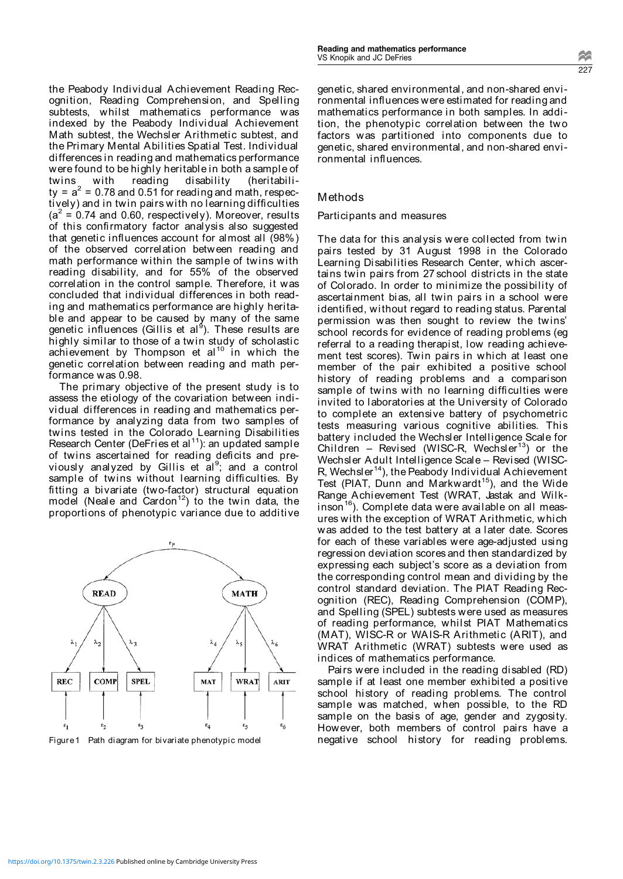the Peabody Individual Achievement Reading Recognition, Reading Comprehension, and Spelling subtests, whilst mathematics performance was indexed by the Peabody Individual Achievement Math subtest, the Wechsler Arithmetic subtest, and the Primary Mental Abilities Spatial Test. Individual differences in reading and mathematics performance were found to be highly heritable in both a sample of twins with reading disability (heritability = $a^2$ = 0.78 and 0.51 for reading and math, respectively) and in twin pairs with no learning difficulties ($a^2$ = 0.74 and 0.60, respectively). Moreover, results of this confirmatory factor analysis also suggested that genetic influences account for almost all (98%) of the observed correlation between reading and math performance within the sample of twins with reading disability, and for 55% of the observed correlation in the control sample. Therefore, it was concluded that individual differences in both reading and mathematics performance are highly heritable and appear to be caused by many of the same genetic influences (Gillis et al[9]). These results are highly similar to those of a twin study of scholastic achievement by Thompson et al[10] in which the genetic correlation between reading and math performance was 0.98.

The primary objective of the present study is to assess the etiology of the covariation between individual differences in reading and mathematics performance by analyzing data from two samples of twins tested in the Colorado Learning Disabilities Research Center (DeFries et al[11]): an updated sample of twins ascertained for reading deficits and previously analyzed by Gillis et al[9]; and a control sample of twins without learning difficulties. By fitting a bivariate (two-factor) structural equation model (Neale and Cardon[12]) to the twin data, the proportions of phenotypic variance due to additive genetic, shared environmental, and non-shared environmental influences were estimated for reading and mathematics performance in both samples. In addition, the phenotypic correlation between the two factors was partitioned into components due to genetic, shared environmental, and non-shared environmental influences.

Figure 1 Path diagram for bivariate phenotypic model

## Methods

### Participants and measures

The data for this analysis were collected from twin pairs tested by 31 August 1998 in the Colorado Learning Disabilities Research Center, which ascertains twin pairs from 27 school districts in the state of Colorado. In order to minimize the possibility of ascertainment bias, all twin pairs in a school were identified, without regard to reading status. Parental permission was then sought to review the twins' school records for evidence of reading problems (eg referral to a reading therapist, low reading achievement test scores). Twin pairs in which at least one member of the pair exhibited a positive school history of reading problems and a comparison sample of twins with no learning difficulties were invited to laboratories at the University of Colorado to complete an extensive battery of psychometric tests measuring various cognitive abilities. This battery included the Wechsler Intelligence Scale for Children – Revised (WISC-R, Wechsler[13]) or the Wechsler Adult Intelligence Scale – Revised (WISC-R, Wechsler[14]), the Peabody Individual Achievement Test (PIAT, Dunn and Markwardt[15]), and the Wide Range Achievement Test (WRAT, Jastak and Wilkinson[16]). Complete data were available on all measures with the exception of WRAT Arithmetic, which was added to the test battery at a later date. Scores for each of these variables were age-adjusted using regression deviation scores and then standardized by expressing each subject's score as a deviation from the corresponding control mean and dividing by the control standard deviation. The PIAT Reading Recognition (REC), Reading Comprehension (COMP), and Spelling (SPEL) subtests were used as measures of reading performance, whilst PIAT Mathematics (MAT), WISC-R or WAIS-R Arithmetic (ARIT), and WRAT Arithmetic (WRAT) subtests were used as indices of mathematics performance.

Pairs were included in the reading disabled (RD) sample if at least one member exhibited a positive school history of reading problems. The control sample was matched, when possible, to the RD sample on the basis of age, gender and zygosity. However, both members of control pairs have a negative school history for reading problems.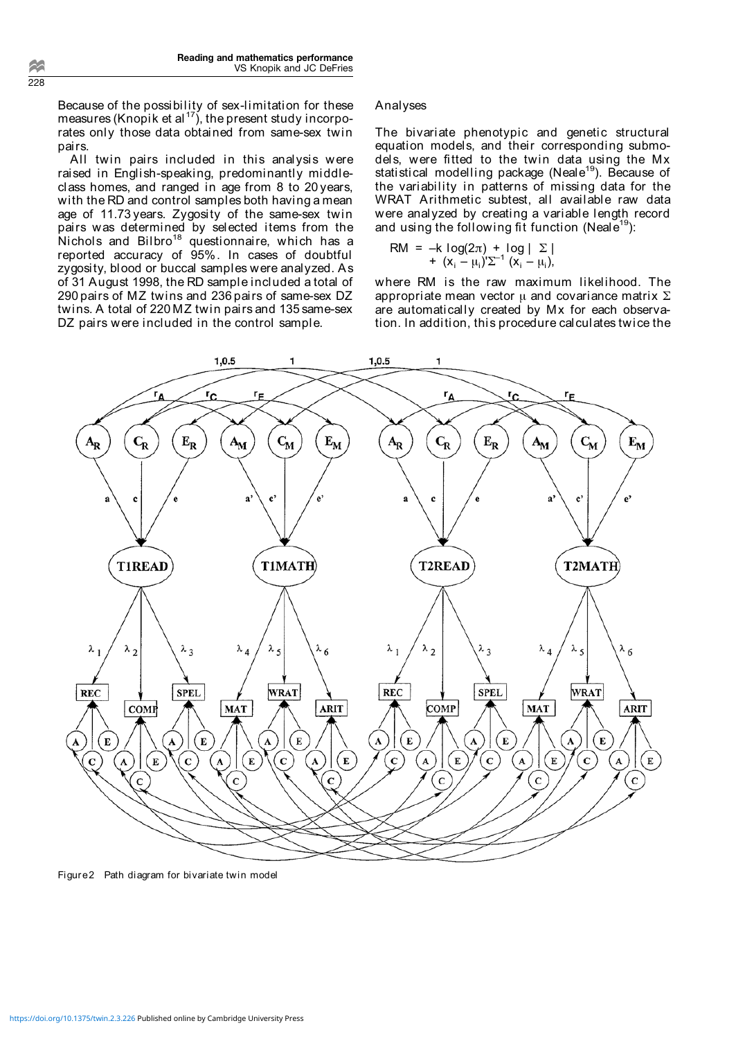Because of the possibility of sex-limitation for these measures (Knopik et al[17]), the present study incorporates only those data obtained from same-sex twin pairs.

All twin pairs included in this analysis were raised in English-speaking, predominantly middle-class homes, and ranged in age from 8 to 20 years, with the RD and control samples both having a mean age of 11.73 years. Zygosity of the same-sex twin pairs was determined by selected items from the Nichols and Bilbro[18] questionnaire, which has a reported accuracy of 95%. In cases of doubtful zygosity, blood or buccal samples were analyzed. As of 31 August 1998, the RD sample included a total of 290 pairs of MZ twins and 236 pairs of same-sex DZ twins. A total of 220 MZ twin pairs and 135 same-sex DZ pairs were included in the control sample.

## Analyses

The bivariate phenotypic and genetic structural equation models, and their corresponding submodels, were fitted to the twin data using the Mx statistical modelling package (Neale[19]). Because of the variability in patterns of missing data for the WRAT Arithmetic subtest, all available raw data were analyzed by creating a variable length record and using the following fit function (Neale[19]):

$$RM = -k \log(2\pi) + \log|\Sigma| + (x_i - \mu_i)'\Sigma^{-1}(x_i - \mu_i),$$

where RM is the raw maximum likelihood. The appropriate mean vector $\mu$ and covariance matrix $\Sigma$ are automatically created by Mx for each observation. In addition, this procedure calculates twice the

Figure 2 Path diagram for bivariate twin model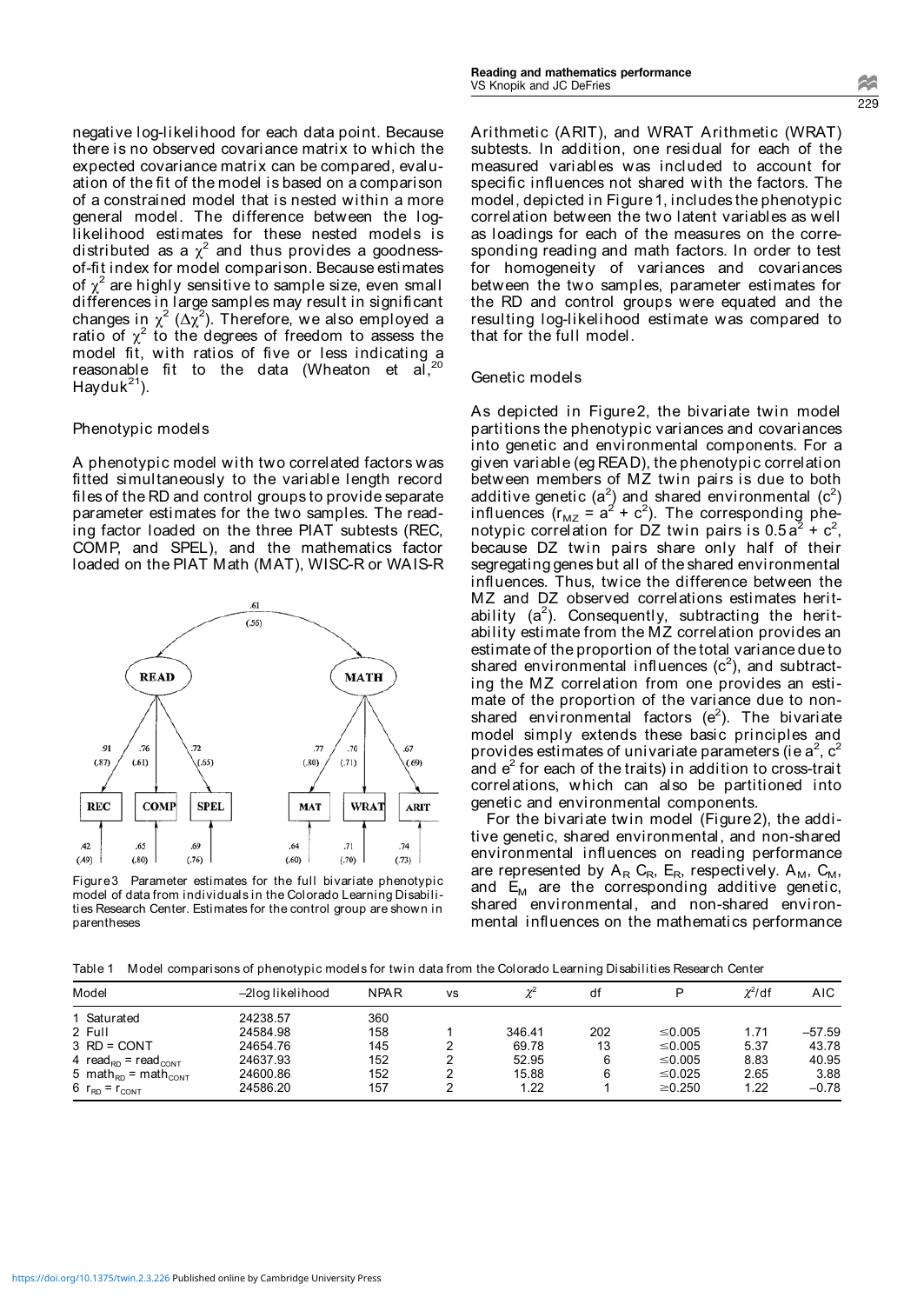negative log-likelihood for each data point. Because there is no observed covariance matrix to which the expected covariance matrix can be compared, evaluation of the fit of the model is based on a comparison of a constrained model that is nested within a more general model. The difference between the log-likelihood estimates for these nested models is distributed as a $\chi^2$ and thus provides a goodness-of-fit index for model comparison. Because estimates of $\chi^2$ are highly sensitive to sample size, even small differences in large samples may result in significant changes in $\chi^2$ ($\Delta\chi^2$). Therefore, we also employed a ratio of $\chi^2$ to the degrees of freedom to assess the model fit, with ratios of five or less indicating a reasonable fit to the data (Wheaton et al,[20] Hayduk[21]).

### Phenotypic models

A phenotypic model with two correlated factors was fitted simultaneously to the variable length record files of the RD and control groups to provide separate parameter estimates for the two samples. The reading factor loaded on the three PIAT subtests (REC, COMP, and SPEL), and the mathematics factor loaded on the PIAT Math (MAT), WISC-R or WAIS-R Arithmetic (ARIT), and WRAT Arithmetic (WRAT) subtests. In addition, one residual for each of the measured variables was included to account for specific influences not shared with the factors. The model, depicted in Figure 1, includes the phenotypic correlation between the two latent variables as well as loadings for each of the measures on the corresponding reading and math factors. In order to test for homogeneity of variances and covariances between the two samples, parameter estimates for the RD and control groups were equated and the resulting log-likelihood estimate was compared to that for the full model.

Figure 3 Parameter estimates for the full bivariate phenotypic model of data from individuals in the Colorado Learning Disabilities Research Center. Estimates for the control group are shown in parentheses

### Genetic models

As depicted in Figure 2, the bivariate twin model partitions the phenotypic variances and covariances into genetic and environmental components. For a given variable (eg READ), the phenotypic correlation between members of MZ twin pairs is due to both additive genetic ($a^2$) and shared environmental ($c^2$) influences ($r_{MZ} = a^2 + c^2$). The corresponding phenotypic correlation for DZ twin pairs is $0.5a^2 + c^2$, because DZ twin pairs share only half of their segregating genes but all of the shared environmental influences. Thus, twice the difference between the MZ and DZ observed correlations estimates heritability ($a^2$). Consequently, subtracting the heritability estimate from the MZ correlation provides an estimate of the proportion of the total variance due to shared environmental influences ($c^2$), and subtracting the MZ correlation from one provides an estimate of the proportion of the variance due to non-shared environmental factors ($e^2$). The bivariate model simply extends these basic principles and provides estimates of univariate parameters (ie $a^2$, $c^2$ and $e^2$ for each of the traits) in addition to cross-trait correlations, which can also be partitioned into genetic and environmental components.

For the bivariate twin model (Figure 2), the additive genetic, shared environmental, and non-shared environmental influences on reading performance are represented by $A_R$ $C_R$, $E_R$, respectively. $A_M$, $C_M$, and $E_M$ are the corresponding additive genetic, shared environmental, and non-shared environmental influences on the mathematics performance

Table 1 Model comparisons of phenotypic models for twin data from the Colorado Learning Disabilities Research Center

| Model | –2log likelihood | NPAR | vs | $\chi^2$ | df | P | $\chi^2$/df | AIC |
|---|---|---|---|---|---|---|---|---|
| 1 Saturated | 24238.57 | 360 | | | | | | |
| 2 Full | 24584.98 | 158 | 1 | 346.41 | 202 | ≤0.005 | 1.71 | −57.59 |
| 3 RD = CONT | 24654.76 | 145 | 2 | 69.78 | 13 | ≤0.005 | 5.37 | 43.78 |
| 4 $read_{RD} = read_{CONT}$ | 24637.93 | 152 | 2 | 52.95 | 6 | ≤0.005 | 8.83 | 40.95 |
| 5 $math_{RD} = math_{CONT}$ | 24600.86 | 152 | 2 | 15.88 | 6 | ≤0.025 | 2.65 | 3.88 |
| 6 $r_{RD} = r_{CONT}$ | 24586.20 | 157 | 2 | 1.22 | 1 | ≥0.250 | 1.22 | −0.78 |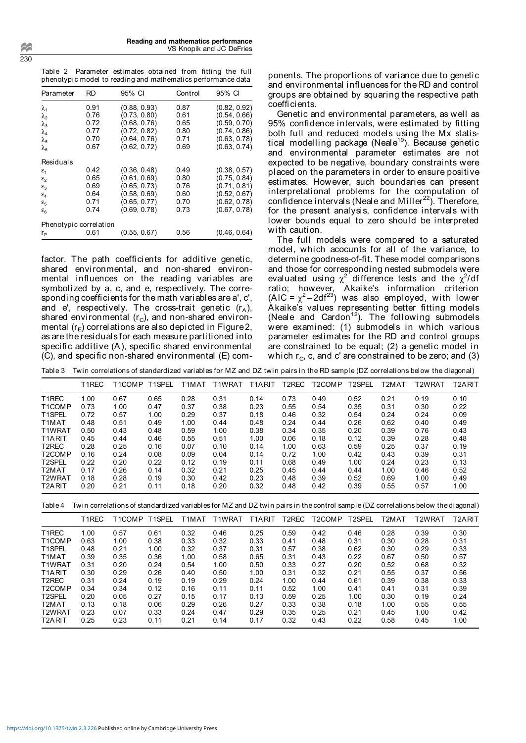Table 2 Parameter estimates obtained from fitting the full phenotypic model to reading and mathematics performance data

| Parameter | RD | 95% CI | Control | 95% CI |
|---|---|---|---|---|
| $\lambda_1$ | 0.91 | (0.88, 0.93) | 0.87 | (0.82, 0.92) |
| $\lambda_2$ | 0.76 | (0.73, 0.80) | 0.61 | (0.54, 0.66) |
| $\lambda_3$ | 0.72 | (0.68, 0.76) | 0.65 | (0.59, 0.70) |
| $\lambda_4$ | 0.77 | (0.72, 0.82) | 0.80 | (0.74, 0.86) |
| $\lambda_5$ | 0.70 | (0.64, 0.76) | 0.71 | (0.63, 0.78) |
| $\lambda_6$ | 0.67 | (0.62, 0.72) | 0.69 | (0.63, 0.74) |
| Residuals | | | | |
| $\varepsilon_1$ | 0.42 | (0.36, 0.48) | 0.49 | (0.38, 0.57) |
| $\varepsilon_2$ | 0.65 | (0.61, 0.69) | 0.80 | (0.75, 0.84) |
| $\varepsilon_3$ | 0.69 | (0.65, 0.73) | 0.76 | (0.71, 0.81) |
| $\varepsilon_4$ | 0.64 | (0.58, 0.69) | 0.60 | (0.52, 0.67) |
| $\varepsilon_5$ | 0.71 | (0.65, 0.77) | 0.70 | (0.62, 0.78) |
| $\varepsilon_6$ | 0.74 | (0.69, 0.78) | 0.73 | (0.67, 0.78) |
| Phenotypic correlation | | | | |
| $r_P$ | 0.61 | (0.55, 0.67) | 0.56 | (0.46, 0.64) |

factor. The path coefficients for additive genetic, shared environmental, and non-shared environmental influences on the reading variables are symbolized by a, c, and e, respectively. The corresponding coefficients for the math variables are a', c', and e', respectively. The cross-trait genetic ($r_A$), shared environmental ($r_C$), and non-shared environmental ($r_E$) correlations are also depicted in Figure 2, as are the residuals for each measure partitioned into specific additive (A), specific shared environmental (C), and specific non-shared environmental (E) components. The proportions of variance due to genetic and environmental influences for the RD and control groups are obtained by squaring the respective path coefficients.

Genetic and environmental parameters, as well as 95% confidence intervals, were estimated by fitting both full and reduced models using the Mx statistical modelling package (Neale[19]). Because genetic and environmental parameter estimates are not expected to be negative, boundary constraints were placed on the parameters in order to ensure positive estimates. However, such boundaries can present interpretational problems for the computation of confidence intervals (Neale and Miller[22]). Therefore, for the present analysis, confidence intervals with lower bounds equal to zero should be interpreted with caution.

The full models were compared to a saturated model, which acocunts for all of the variance, to determine goodness-of-fit. These model comparisons and those for corresponding nested submodels were evaluated using $\chi^2$ difference tests and the $\chi^2$/df ratio; however, Akaike's information criterion (AIC = $\chi^2 - 2df$[23]) was also employed, with lower Akaike's values representing better fitting models (Neale and Cardon[12]). The following submodels were examined: (1) submodels in which various parameter estimates for the RD and control groups are constrained to be equal; (2) a genetic model in which $r_C$, c, and c' are constrained to be zero; and (3)

Table 3 Twin correlations of standardized variables for MZ and DZ twin pairs in the RD sample (DZ correlations below the diagonal)

| | T1REC | T1COMP | T1SPEL | T1MAT | T1WRAT | T1ARIT | T2REC | T2COMP | T2SPEL | T2MAT | T2WRAT | T2ARIT |
|---|---|---|---|---|---|---|---|---|---|---|---|---|
| T1REC | 1.00 | 0.67 | 0.65 | 0.28 | 0.31 | 0.14 | 0.73 | 0.49 | 0.52 | 0.21 | 0.19 | 0.10 |
| T1COMP | 0.73 | 1.00 | 0.47 | 0.37 | 0.38 | 0.23 | 0.55 | 0.54 | 0.35 | 0.31 | 0.30 | 0.22 |
| T1SPEL | 0.72 | 0.57 | 1.00 | 0.29 | 0.37 | 0.18 | 0.46 | 0.32 | 0.54 | 0.24 | 0.24 | 0.09 |
| T1MAT | 0.48 | 0.51 | 0.49 | 1.00 | 0.44 | 0.48 | 0.24 | 0.44 | 0.26 | 0.62 | 0.40 | 0.49 |
| T1WRAT | 0.50 | 0.43 | 0.48 | 0.59 | 1.00 | 0.38 | 0.34 | 0.35 | 0.20 | 0.39 | 0.76 | 0.43 |
| T1ARIT | 0.45 | 0.44 | 0.46 | 0.55 | 0.51 | 1.00 | 0.06 | 0.18 | 0.12 | 0.39 | 0.28 | 0.48 |
| T2REC | 0.28 | 0.25 | 0.16 | 0.07 | 0.10 | 0.14 | 1.00 | 0.63 | 0.59 | 0.25 | 0.37 | 0.19 |
| T2COMP | 0.16 | 0.24 | 0.08 | 0.09 | 0.04 | 0.14 | 0.72 | 1.00 | 0.42 | 0.43 | 0.39 | 0.31 |
| T2SPEL | 0.22 | 0.20 | 0.22 | 0.12 | 0.19 | 0.11 | 0.68 | 0.49 | 1.00 | 0.24 | 0.23 | 0.13 |
| T2MAT | 0.17 | 0.26 | 0.14 | 0.32 | 0.21 | 0.25 | 0.45 | 0.44 | 0.44 | 1.00 | 0.46 | 0.52 |
| T2WRAT | 0.18 | 0.28 | 0.19 | 0.30 | 0.42 | 0.23 | 0.48 | 0.39 | 0.52 | 0.69 | 1.00 | 0.49 |
| T2ARIT | 0.20 | 0.21 | 0.11 | 0.18 | 0.20 | 0.32 | 0.48 | 0.42 | 0.39 | 0.55 | 0.57 | 1.00 |

Table 4 Twin correlations of standardized variables for MZ and DZ twin pairs in the control sample (DZ correlations below the diagonal)

| | T1REC | T1COMP | T1SPEL | T1MAT | T1WRAT | T1ARIT | T2REC | T2COMP | T2SPEL | T2MAT | T2WRAT | T2ARIT |
|---|---|---|---|---|---|---|---|---|---|---|---|---|
| T1REC | 1.00 | 0.57 | 0.61 | 0.32 | 0.46 | 0.25 | 0.59 | 0.42 | 0.46 | 0.28 | 0.39 | 0.30 |
| T1COMP | 0.63 | 1.00 | 0.38 | 0.33 | 0.32 | 0.33 | 0.41 | 0.48 | 0.31 | 0.30 | 0.28 | 0.31 |
| T1SPEL | 0.48 | 0.21 | 1.00 | 0.32 | 0.37 | 0.31 | 0.57 | 0.38 | 0.62 | 0.30 | 0.29 | 0.33 |
| T1MAT | 0.39 | 0.35 | 0.36 | 1.00 | 0.58 | 0.65 | 0.31 | 0.43 | 0.22 | 0.67 | 0.50 | 0.57 |
| T1WRAT | 0.31 | 0.20 | 0.24 | 0.54 | 1.00 | 0.50 | 0.33 | 0.27 | 0.20 | 0.52 | 0.68 | 0.32 |
| T1ARIT | 0.30 | 0.29 | 0.26 | 0.40 | 0.50 | 1.00 | 0.31 | 0.32 | 0.21 | 0.55 | 0.37 | 0.56 |
| T2REC | 0.31 | 0.24 | 0.19 | 0.19 | 0.29 | 0.24 | 1.00 | 0.44 | 0.61 | 0.39 | 0.38 | 0.33 |
| T2COMP | 0.34 | 0.34 | 0.12 | 0.16 | 0.11 | 0.11 | 0.52 | 1.00 | 0.41 | 0.41 | 0.31 | 0.39 |
| T2SPEL | 0.20 | 0.05 | 0.27 | 0.15 | 0.17 | 0.13 | 0.59 | 0.25 | 1.00 | 0.30 | 0.19 | 0.24 |
| T2MAT | 0.13 | 0.18 | 0.06 | 0.29 | 0.26 | 0.27 | 0.33 | 0.38 | 0.18 | 1.00 | 0.55 | 0.55 |
| T2WRAT | 0.23 | 0.07 | 0.33 | 0.24 | 0.47 | 0.29 | 0.35 | 0.25 | 0.21 | 0.45 | 1.00 | 0.42 |
| T2ARIT | 0.25 | 0.23 | 0.11 | 0.21 | 0.14 | 0.17 | 0.32 | 0.43 | 0.22 | 0.58 | 0.45 | 1.00 |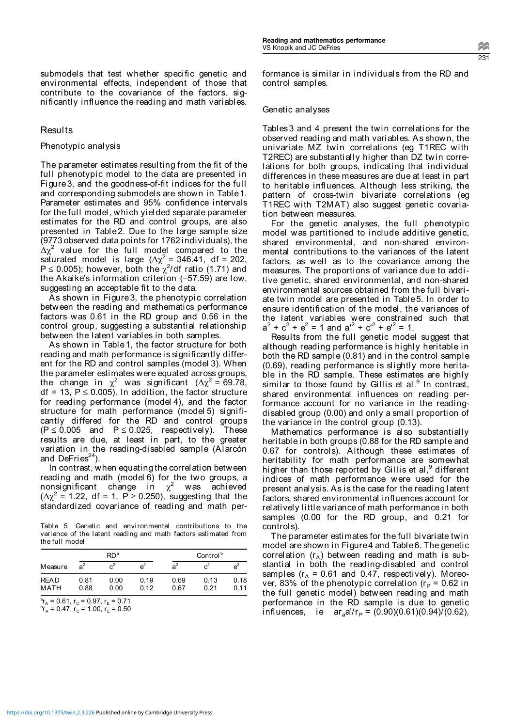submodels that test whether specific genetic and environmental effects, independent of those that contribute to the covariance of the factors, significantly influence the reading and math variables.

## Results

### Phenotypic analysis

The parameter estimates resulting from the fit of the full phenotypic model to the data are presented in Figure 3, and the goodness-of-fit indices for the full and corresponding submodels are shown in Table 1. Parameter estimates and 95% confidence intervals for the full model, which yielded separate parameter estimates for the RD and control groups, are also presented in Table 2. Due to the large sample size (9773 observed data points for 1762 individuals), the $\Delta\chi^2$ value for the full model compared to the saturated model is large ($\Delta\chi^2 = 346.41$, df = 202, $P \leq 0.005$); however, both the $\chi^2$/df ratio (1.71) and the Akaike's information criterion (–57.59) are low, suggesting an acceptable fit to the data.

As shown in Figure 3, the phenotypic correlation between the reading and mathematics performance factors was 0.61 in the RD group and 0.56 in the control group, suggesting a substantial relationship between the latent variables in both samples.

As shown in Table 1, the factor structure for both reading and math performance is significantly different for the RD and control samples (model 3). When the parameter estimates were equated across groups, the change in $\chi^2$ was significant ($\Delta\chi^2 = 69.78$, df = 13, $P \leq 0.005$). In addition, the factor structure for reading performance (model 4), and the factor structure for math performance (model 5) significantly differed for the RD and control groups ($P \leq 0.005$ and $P \leq 0.025$, respectively). These results are due, at least in part, to the greater variation in the reading-disabled sample (Alarcón and DeFries[24]).

In contrast, when equating the correlation between reading and math (model 6) for the two groups, a nonsignificant change in $\chi^2$ was achieved ($\Delta\chi^2 = 1.22$, df = 1, $P \geq 0.250$), suggesting that the standardized covariance of reading and math performance is similar in individuals from the RD and control samples.

### Genetic analyses

Tables 3 and 4 present the twin correlations for the observed reading and math variables. As shown, the univariate MZ twin correlations (eg T1REC with T2REC) are substantially higher than DZ twin correlations for both groups, indicating that individual differences in these measures are due at least in part to heritable influences. Although less striking, the pattern of cross-twin bivariate correlations (eg T1REC with T2MAT) also suggest genetic covariation between measures.

For the genetic analyses, the full phenotypic model was partitioned to include additive genetic, shared environmental, and non-shared environmental contributions to the variances of the latent factors, as well as to the covariance among the measures. The proportions of variance due to additive genetic, shared environmental, and non-shared environmental sources obtained from the full bivariate twin model are presented in Table 5. In order to ensure identification of the model, the variances of the latent variables were constrained such that $a^2 + c^2 + e^2 = 1$ and $a'^2 + c'^2 + e'^2 = 1$.

Results from the full genetic model suggest that although reading performance is highly heritable in both the RD sample (0.81) and in the control sample (0.69), reading performance is slightly more heritable in the RD sample. These estimates are highly similar to those found by Gillis et al.[9] In contrast, shared environmental influences on reading performance account for no variance in the reading-disabled group (0.00) and only a small proportion of the variance in the control group (0.13).

Mathematics performance is also substantially heritable in both groups (0.88 for the RD sample and 0.67 for controls). Although these estimates of heritability for math performance are somewhat higher than those reported by Gillis et al,[9] different indices of math performance were used for the present analysis. As is the case for the reading latent factors, shared environmental influences account for relatively little variance of math performance in both samples (0.00 for the RD group, and 0.21 for controls).

The parameter estimates for the full bivariate twin model are shown in Figure 4 and Table 6. The genetic correlation ($r_A$) between reading and math is substantial in both the reading-disabled and control samples ($r_A = 0.61$ and 0.47, respectively). Moreover, 83% of the phenotypic correlation ($r_P = 0.62$ in the full genetic model) between reading and math performance in the RD sample is due to genetic influences, ie $ar_a a'/r_P = (0.90)(0.61)(0.94)/(0.62)$,

Table 5 Genetic and environmental contributions to the variance of the latent reading and math factors estimated from the full model

| Measure | RD[a] | | | Control[b] | | |
|---|---|---|---|---|---|---|
| | $a^2$ | $c^2$ | $e^2$ | $a^2$ | $c^2$ | $e^2$ |
| READ | 0.81 | 0.00 | 0.19 | 0.69 | 0.13 | 0.18 |
| MATH | 0.88 | 0.00 | 0.12 | 0.67 | 0.21 | 0.11 |

[a] $r_A = 0.61$, $r_C = 0.97$, $r_E = 0.71$
[b] $r_A = 0.47$, $r_C = 1.00$, $r_E = 0.50$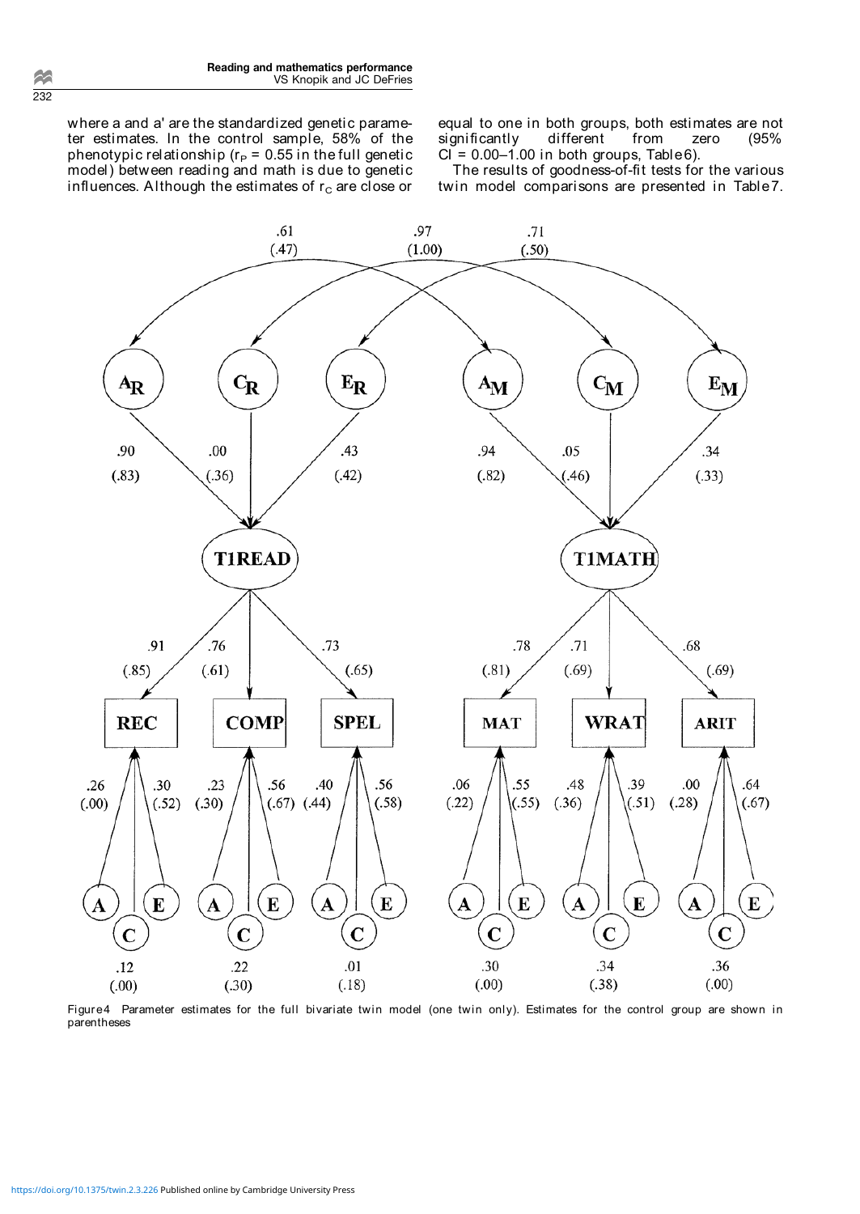where a and a' are the standardized genetic parameter estimates. In the control sample, 58% of the phenotypic relationship ($r_P$ = 0.55 in the full genetic model) between reading and math is due to genetic influences. Although the estimates of $r_C$ are close or equal to one in both groups, both estimates are not significantly different from zero (95% CI = 0.00–1.00 in both groups, Table 6).

The results of goodness-of-fit tests for the various twin model comparisons are presented in Table 7.

Figure 4 Parameter estimates for the full bivariate twin model (one twin only). Estimates for the control group are shown in parentheses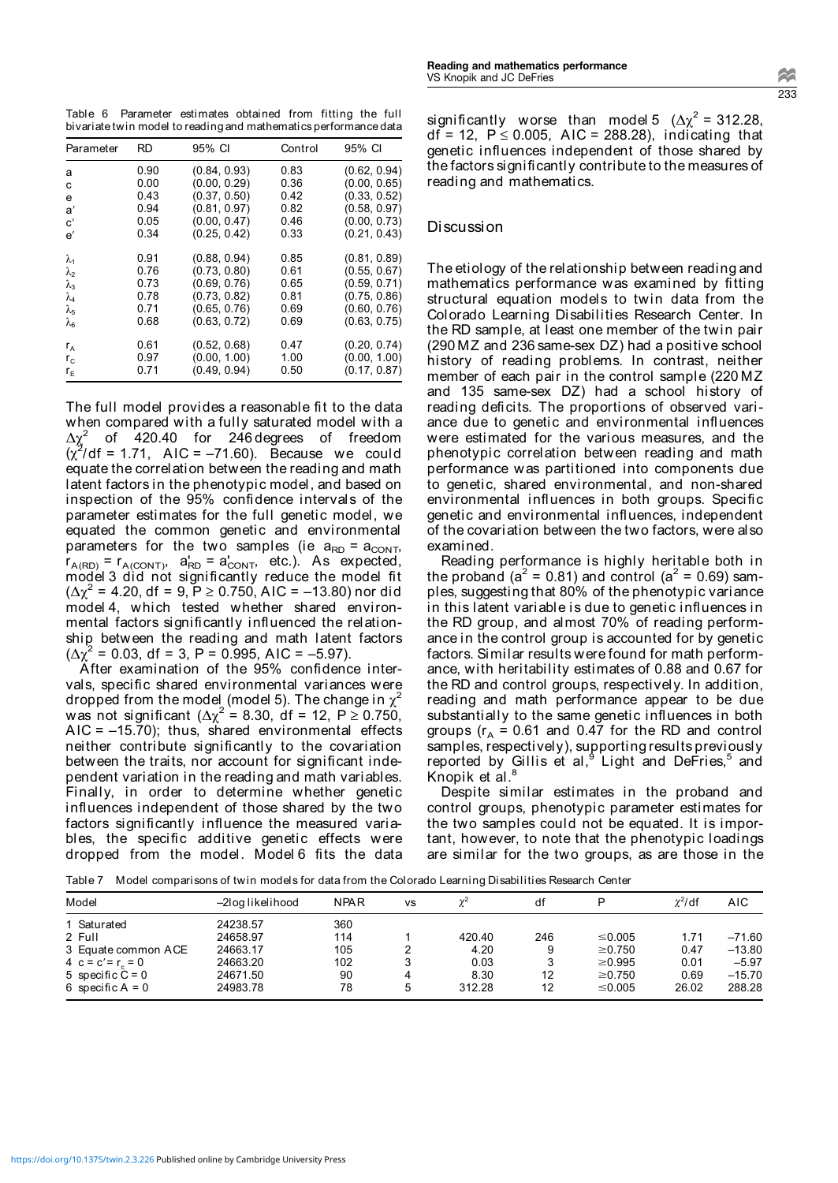Table 6 Parameter estimates obtained from fitting the full bivariate twin model to reading and mathematics performance data

| Parameter | RD | 95% CI | Control | 95% CI |
|---|---|---|---|---|
| a | 0.90 | (0.84, 0.93) | 0.83 | (0.62, 0.94) |
| c | 0.00 | (0.00, 0.29) | 0.36 | (0.00, 0.65) |
| e | 0.43 | (0.37, 0.50) | 0.42 | (0.33, 0.52) |
| a′ | 0.94 | (0.81, 0.97) | 0.82 | (0.58, 0.97) |
| c′ | 0.05 | (0.00, 0.47) | 0.46 | (0.00, 0.73) |
| e′ | 0.34 | (0.25, 0.42) | 0.33 | (0.21, 0.43) |
| $\lambda_1$ | 0.91 | (0.88, 0.94) | 0.85 | (0.81, 0.89) |
| $\lambda_2$ | 0.76 | (0.73, 0.80) | 0.61 | (0.55, 0.67) |
| $\lambda_3$ | 0.73 | (0.69, 0.76) | 0.65 | (0.59, 0.71) |
| $\lambda_4$ | 0.78 | (0.73, 0.82) | 0.81 | (0.75, 0.86) |
| $\lambda_5$ | 0.71 | (0.65, 0.76) | 0.69 | (0.60, 0.76) |
| $\lambda_6$ | 0.68 | (0.63, 0.72) | 0.69 | (0.63, 0.75) |
| $r_A$ | 0.61 | (0.52, 0.68) | 0.47 | (0.20, 0.74) |
| $r_C$ | 0.97 | (0.00, 1.00) | 1.00 | (0.00, 1.00) |
| $r_E$ | 0.71 | (0.49, 0.94) | 0.50 | (0.17, 0.87) |

The full model provides a reasonable fit to the data when compared with a fully saturated model with a $\Delta\chi^2$ of 420.40 for 246 degrees of freedom ($\chi^2$/df = 1.71, AIC = –71.60). Because we could equate the correlation between the reading and math latent factors in the phenotypic model, and based on inspection of the 95% confidence intervals of the parameter estimates for the full genetic model, we equated the common genetic and environmental parameters for the two samples (ie $a_{RD} = a_{CONT}$, $r_{A(RD)} = r_{A(CONT)}$, $a'_{RD} = a'_{CONT}$, etc.). As expected, model 3 did not significantly reduce the model fit ($\Delta\chi^2$ = 4.20, df = 9, P ≥ 0.750, AIC = –13.80) nor did model 4, which tested whether shared environmental factors significantly influenced the relationship between the reading and math latent factors ($\Delta\chi^2$ = 0.03, df = 3, P = 0.995, AIC = –5.97).

After examination of the 95% confidence intervals, specific shared environmental variances were dropped from the model (model 5). The change in $\chi^2$ was not significant ($\Delta\chi^2$ = 8.30, df = 12, P ≥ 0.750, AIC = –15.70); thus, shared environmental effects neither contribute significantly to the covariation between the traits, nor account for significant independent variation in the reading and math variables. Finally, in order to determine whether genetic influences independent of those shared by the two factors significantly influence the measured variables, the specific additive genetic effects were dropped from the model. Model 6 fits the data significantly worse than model 5 ($\Delta\chi^2$ = 312.28, df = 12, P ≤ 0.005, AIC = 288.28), indicating that genetic influences independent of those shared by the factors significantly contribute to the measures of reading and mathematics.

## Discussion

The etiology of the relationship between reading and mathematics performance was examined by fitting structural equation models to twin data from the Colorado Learning Disabilities Research Center. In the RD sample, at least one member of the twin pair (290 MZ and 236 same-sex DZ) had a positive school history of reading problems. In contrast, neither member of each pair in the control sample (220 MZ and 135 same-sex DZ) had a school history of reading deficits. The proportions of observed variance due to genetic and environmental influences were estimated for the various measures, and the phenotypic correlation between reading and math performance was partitioned into components due to genetic, shared environmental, and non-shared environmental influences in both groups. Specific genetic and environmental influences, independent of the covariation between the two factors, were also examined.

Reading performance is highly heritable both in the proband ($a^2$ = 0.81) and control ($a^2$ = 0.69) samples, suggesting that 80% of the phenotypic variance in this latent variable is due to genetic influences in the RD group, and almost 70% of reading performance in the control group is accounted for by genetic factors. Similar results were found for math performance, with heritability estimates of 0.88 and 0.67 for the RD and control groups, respectively. In addition, reading and math performance appear to be due substantially to the same genetic influences in both groups ($r_A$ = 0.61 and 0.47 for the RD and control samples, respectively), supporting results previously reported by Gillis et al,[9] Light and DeFries,[5] and Knopik et al.[8]

Despite similar estimates in the proband and control groups, phenotypic parameter estimates for the two samples could not be equated. It is important, however, to note that the phenotypic loadings are similar for the two groups, as are those in the

Table 7 Model comparisons of twin models for data from the Colorado Learning Disabilities Research Center

| Model | –2log likelihood | NPAR | vs | $\chi^2$ | df | P | $\chi^2$/df | AIC |
|---|---|---|---|---|---|---|---|---|
| 1 Saturated | 24238.57 | 360 | | | | | | |
| 2 Full | 24658.97 | 114 | 1 | 420.40 | 246 | ≤0.005 | 1.71 | –71.60 |
| 3 Equate common ACE | 24663.17 | 105 | 2 | 4.20 | 9 | ≥0.750 | 0.47 | –13.80 |
| 4 $c = c' = r_c = 0$ | 24663.20 | 102 | 3 | 0.03 | 3 | ≥0.995 | 0.01 | –5.97 |
| 5 specific C = 0 | 24671.50 | 90 | 4 | 8.30 | 12 | ≥0.750 | 0.69 | –15.70 |
| 6 specific A = 0 | 24983.78 | 78 | 5 | 312.28 | 12 | ≤0.005 | 26.02 | 288.28 |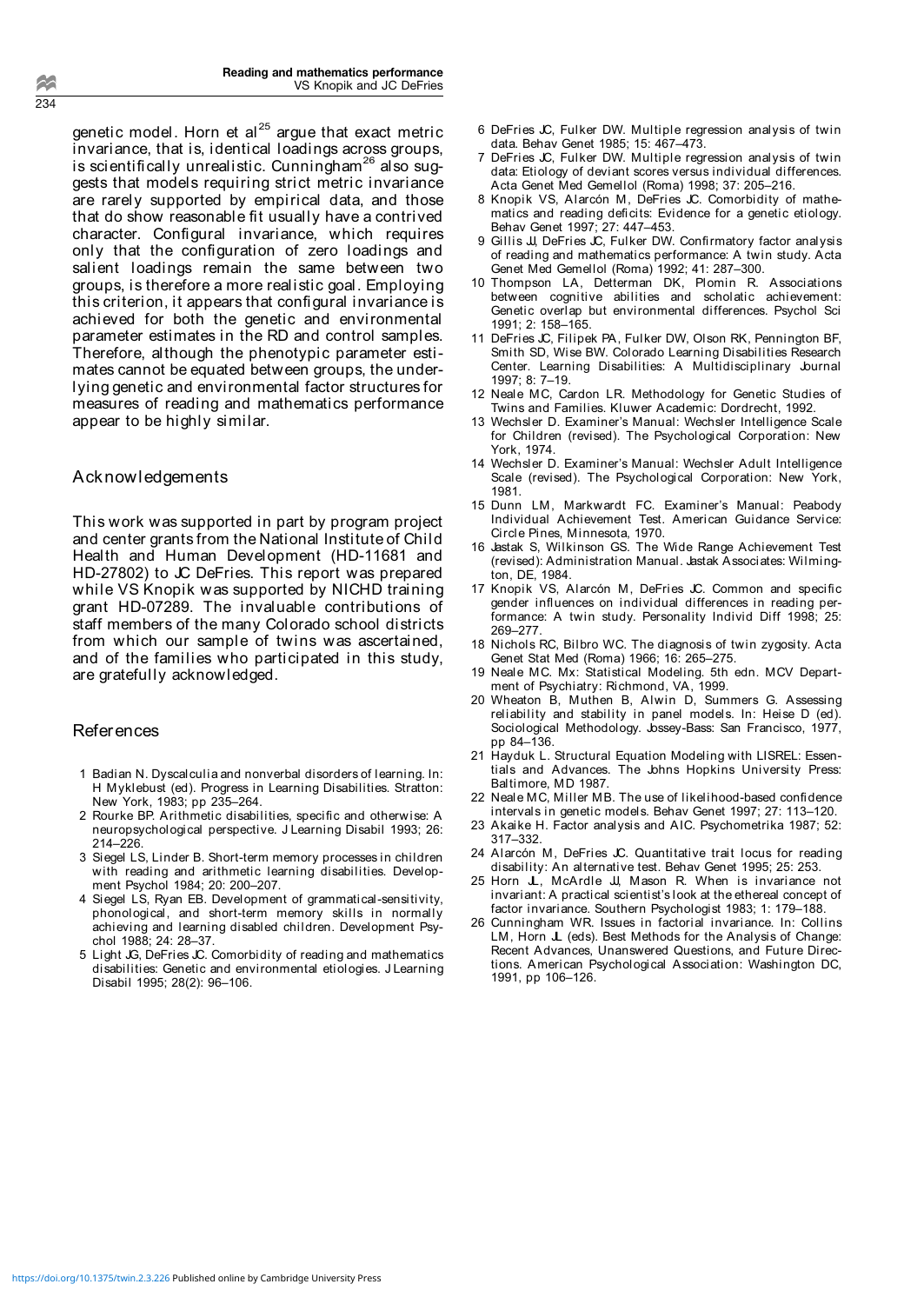genetic model. Horn et al[25] argue that exact metric invariance, that is, identical loadings across groups, is scientifically unrealistic. Cunningham[26] also suggests that models requiring strict metric invariance are rarely supported by empirical data, and those that do show reasonable fit usually have a contrived character. Configural invariance, which requires only that the configuration of zero loadings and salient loadings remain the same between two groups, is therefore a more realistic goal. Employing this criterion, it appears that configural invariance is achieved for both the genetic and environmental parameter estimates in the RD and control samples. Therefore, although the phenotypic parameter estimates cannot be equated between groups, the underlying genetic and environmental factor structures for measures of reading and mathematics performance appear to be highly similar.

## Acknowledgements

This work was supported in part by program project and center grants from the National Institute of Child Health and Human Development (HD-11681 and HD-27802) to JC DeFries. This report was prepared while VS Knopik was supported by NICHD training grant HD-07289. The invaluable contributions of staff members of the many Colorado school districts from which our sample of twins was ascertained, and of the families who participated in this study, are gratefully acknowledged.

## References

1. Badian N. Dyscalculia and nonverbal disorders of learning. In: H Myklebust (ed). Progress in Learning Disabilities. Stratton: New York, 1983; pp 235–264.
2. Rourke BP. Arithmetic disabilities, specific and otherwise: A neuropsychological perspective. J Learning Disabil 1993; 26: 214–226.
3. Siegel LS, Linder B. Short-term memory processes in children with reading and arithmetic learning disabilities. Development Psychol 1984; 20: 200–207.
4. Siegel LS, Ryan EB. Development of grammatical-sensitivity, phonological, and short-term memory skills in normally achieving and learning disabled children. Development Psychol 1988; 24: 28–37.
5. Light JG, DeFries JC. Comorbidity of reading and mathematics disabilities: Genetic and environmental etiologies. J Learning Disabil 1995; 28(2): 96–106.
6. DeFries JC, Fulker DW. Multiple regression analysis of twin data. Behav Genet 1985; 15: 467–473.
7. DeFries JC, Fulker DW. Multiple regression analysis of twin data: Etiology of deviant scores versus individual differences. Acta Genet Med Gemellol (Roma) 1998; 37: 205–216.
8. Knopik VS, Alarcón M, DeFries JC. Comorbidity of mathematics and reading deficits: Evidence for a genetic etiology. Behav Genet 1997; 27: 447–453.
9. Gillis JJ, DeFries JC, Fulker DW. Confirmatory factor analysis of reading and mathematics performance: A twin study. Acta Genet Med Gemellol (Roma) 1992; 41: 287–300.
10. Thompson LA, Detterman DK, Plomin R. Associations between cognitive abilities and scholatic achievement: Genetic overlap but environmental differences. Psychol Sci 1991; 2: 158–165.
11. DeFries JC, Filipek PA, Fulker DW, Olson RK, Pennington BF, Smith SD, Wise BW. Colorado Learning Disabilities Research Center. Learning Disabilities: A Multidisciplinary Journal 1997; 8: 7–19.
12. Neale MC, Cardon LR. Methodology for Genetic Studies of Twins and Families. Kluwer Academic: Dordrecht, 1992.
13. Wechsler D. Examiner's Manual: Wechsler Intelligence Scale for Children (revised). The Psychological Corporation: New York, 1974.
14. Wechsler D. Examiner's Manual: Wechsler Adult Intelligence Scale (revised). The Psychological Corporation: New York, 1981.
15. Dunn LM, Markwardt FC. Examiner's Manual: Peabody Individual Achievement Test. American Guidance Service: Circle Pines, Minnesota, 1970.
16. Jastak S, Wilkinson GS. The Wide Range Achievement Test (revised): Administration Manual. Jastak Associates: Wilmington, DE, 1984.
17. Knopik VS, Alarcón M, DeFries JC. Common and specific gender influences on individual differences in reading performance: A twin study. Personality Individ Diff 1998; 25: 269–277.
18. Nichols RC, Bilbro WC. The diagnosis of twin zygosity. Acta Genet Stat Med (Roma) 1966; 16: 265–275.
19. Neale MC. Mx: Statistical Modeling. 5th edn. MCV Department of Psychiatry: Richmond, VA, 1999.
20. Wheaton B, Muthen B, Alwin D, Summers G. Assessing reliability and stability in panel models. In: Heise D (ed). Sociological Methodology. Jossey-Bass: San Francisco, 1977, pp 84–136.
21. Hayduk L. Structural Equation Modeling with LISREL: Essentials and Advances. The Johns Hopkins University Press: Baltimore, MD 1987.
22. Neale MC, Miller MB. The use of likelihood-based confidence intervals in genetic models. Behav Genet 1997; 27: 113–120.
23. Akaike H. Factor analysis and AIC. Psychometrika 1987; 52: 317–332.
24. Alarcón M, DeFries JC. Quantitative trait locus for reading disability: An alternative test. Behav Genet 1995; 25: 253.
25. Horn JL, McArdle JJ, Mason R. When is invariance not invariant: A practical scientist's look at the ethereal concept of factor invariance. Southern Psychologist 1983; 1: 179–188.
26. Cunningham WR. Issues in factorial invariance. In: Collins LM, Horn JL (eds). Best Methods for the Analysis of Change: Recent Advances, Unanswered Questions, and Future Directions. American Psychological Association: Washington DC, 1991, pp 106–126.